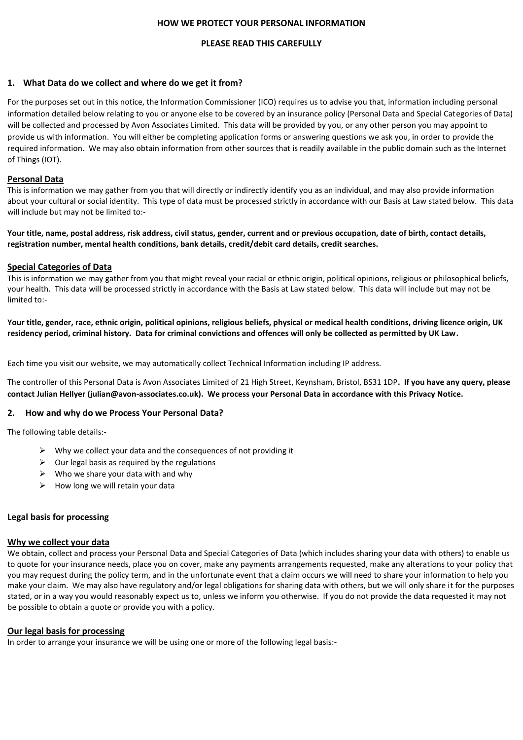# HOW WE PROTECT YOUR PERSONAL INFORMATION

**PLEASE READ THIS CAREFULLY**

## 1. What Data do we collect and where do we get it from?

For the purposes set out in this notice, the Information Commissioner (ICO) requires us to advise you that, information including personal information detailed below relating to you or anyone else to be covered by an insurance policy (Personal Data and Special Categories of Data) will be collected and processed by Avon Associates Limited. This data will be provided by you, or any other person you may appoint to provide us with information. You will either be completing application forms or answering questions we ask you, in order to provide the required information. We may also obtain information from other sources that is readily available in the public domain such as the Internet of Things (IOT).

### Personal Data

This is information we may gather from you that will directly or indirectly identify you as an individual, and may also provide information about your cultural or social identity. This type of data must be processed strictly in accordance with our Basis at Law stated below. This data will include but may not be limited to:-

**Your title, name, postal address, risk address, civil status, gender, current and or previous occupation, date of birth, contact details, registration number, mental health conditions, bank details, credit/debit card details, credit searches.**

### Special Categories of Data

This is information we may gather from you that might reveal your racial or ethnic origin, political opinions, religious or philosophical beliefs, your health. This data will be processed strictly in accordance with the Basis at Law stated below. This data will include but may not be limited to:-

**Your title, gender, race, ethnic origin, political opinions, religious beliefs, physical or medical health conditions, driving licence origin, UK residency period, criminal history. Data for criminal convictions and offences will only be collected as permitted by UK Law.**

Each time you visit our website, we may automatically collect Technical Information including IP address.

The controller of this Personal Data is Avon Associates Limited of 21 High Street, Keynsham, Bristol, BS31 1DP**. If you have any query, please contact Julian Hellyer (julian@avon-associates.co.uk). We process your Personal Data in accordance with this Privacy Notice.**

## 2. How and why do we Process Your Personal Data?

The following table details:-

- Why we collect your data and the consequences of not providing it
- Our legal basis as required by the regulations
- Who we share your data with and why
- How long we will retain your data

### Legal basis for processing

#### Why we collect your data

We obtain, collect and process your Personal Data and Special Categories of Data (which includes sharing your data with others) to enable us to quote for your insurance needs, place you on cover, make any payments arrangements requested, make any alterations to your policy that you may request during the policy term, and in the unfortunate event that a claim occurs we will need to share your information to help you make your claim. We may also have regulatory and/or legal obligations for sharing data with others, but we will only share it for the purposes stated, or in a way you would reasonably expect us to, unless we inform you otherwise. If you do not provide the data requested it may not be possible to obtain a quote or provide you with a policy.

#### Our legal basis for processing

In order to arrange your insurance we will be using one or more of the following legal basis:-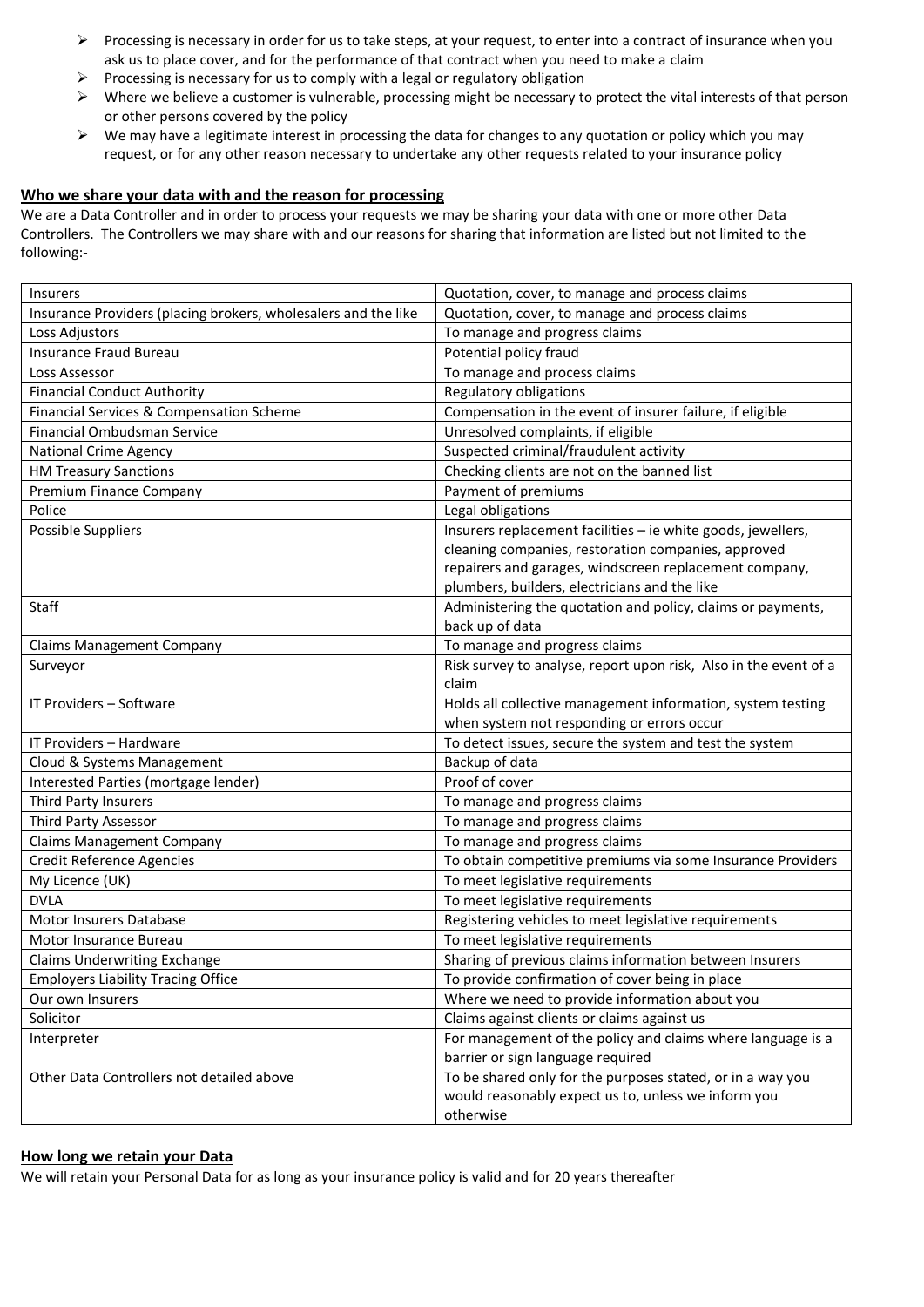- Processing is necessary in order for us to take steps, at your request, to enter into a contract of insurance when you ask us to place cover, and for the performance of that contract when you need to make a claim
- Processing is necessary for us to comply with a legal or regulatory obligation
- Where we believe a customer is vulnerable, processing might be necessary to protect the vital interests of that person or other persons covered by the policy
- We may have a legitimate interest in processing the data for changes to any quotation or policy which you may request, or for any other reason necessary to undertake any other requests related to your insurance policy

## Who we share your data with and the reason for processing

We are a Data Controller and in order to process your requests we may be sharing your data with one or more other Data Controllers. The Controllers we may share with and our reasons for sharing that information are listed but not limited to the following:-

| | |
|---|---|
| Insurers | Quotation, cover, to manage and process claims |
| Insurance Providers (placing brokers, wholesalers and the like | Quotation, cover, to manage and process claims |
| Loss Adjustors | To manage and progress claims |
| Insurance Fraud Bureau | Potential policy fraud |
| Loss Assessor | To manage and process claims |
| Financial Conduct Authority | Regulatory obligations |
| Financial Services & Compensation Scheme | Compensation in the event of insurer failure, if eligible |
| Financial Ombudsman Service | Unresolved complaints, if eligible |
| National Crime Agency | Suspected criminal/fraudulent activity |
| HM Treasury Sanctions | Checking clients are not on the banned list |
| Premium Finance Company | Payment of premiums |
| Police | Legal obligations |
| Possible Suppliers | Insurers replacement facilities – ie white goods, jewellers, cleaning companies, restoration companies, approved repairers and garages, windscreen replacement company, plumbers, builders, electricians and the like |
| Staff | Administering the quotation and policy, claims or payments, back up of data |
| Claims Management Company | To manage and progress claims |
| Surveyor | Risk survey to analyse, report upon risk, Also in the event of a claim |
| IT Providers – Software | Holds all collective management information, system testing when system not responding or errors occur |
| IT Providers – Hardware | To detect issues, secure the system and test the system |
| Cloud & Systems Management | Backup of data |
| Interested Parties (mortgage lender) | Proof of cover |
| Third Party Insurers | To manage and progress claims |
| Third Party Assessor | To manage and progress claims |
| Claims Management Company | To manage and progress claims |
| Credit Reference Agencies | To obtain competitive premiums via some Insurance Providers |
| My Licence (UK) | To meet legislative requirements |
| DVLA | To meet legislative requirements |
| Motor Insurers Database | Registering vehicles to meet legislative requirements |
| Motor Insurance Bureau | To meet legislative requirements |
| Claims Underwriting Exchange | Sharing of previous claims information between Insurers |
| Employers Liability Tracing Office | To provide confirmation of cover being in place |
| Our own Insurers | Where we need to provide information about you |
| Solicitor | Claims against clients or claims against us |
| Interpreter | For management of the policy and claims where language is a barrier or sign language required |
| Other Data Controllers not detailed above | To be shared only for the purposes stated, or in a way you would reasonably expect us to, unless we inform you otherwise |

## How long we retain your Data

We will retain your Personal Data for as long as your insurance policy is valid and for 20 years thereafter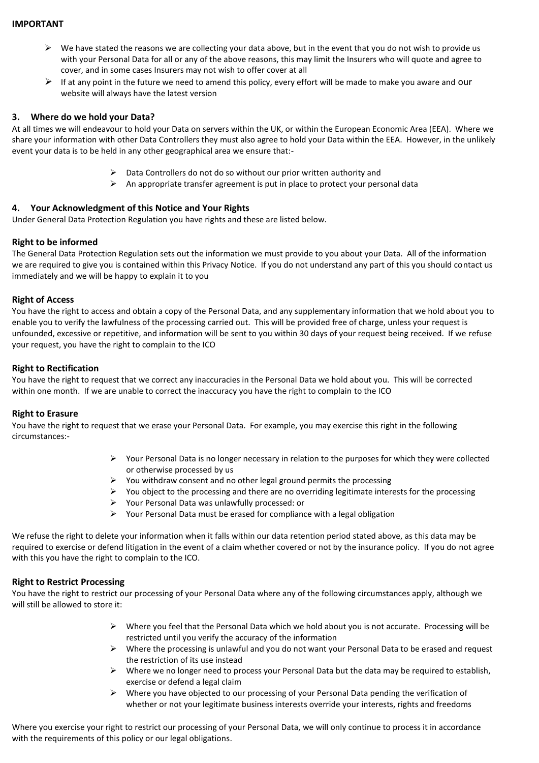**IMPORTANT**

- We have stated the reasons we are collecting your data above, but in the event that you do not wish to provide us with your Personal Data for all or any of the above reasons, this may limit the Insurers who will quote and agree to cover, and in some cases Insurers may not wish to offer cover at all
- If at any point in the future we need to amend this policy, every effort will be made to make you aware and our website will always have the latest version

## 3. Where do we hold your Data?

At all times we will endeavour to hold your Data on servers within the UK, or within the European Economic Area (EEA). Where we share your information with other Data Controllers they must also agree to hold your Data within the EEA. However, in the unlikely event your data is to be held in any other geographical area we ensure that:-

- Data Controllers do not do so without our prior written authority and
- An appropriate transfer agreement is put in place to protect your personal data

## 4. Your Acknowledgment of this Notice and Your Rights

Under General Data Protection Regulation you have rights and these are listed below.

### Right to be informed

The General Data Protection Regulation sets out the information we must provide to you about your Data. All of the information we are required to give you is contained within this Privacy Notice. If you do not understand any part of this you should contact us immediately and we will be happy to explain it to you

### Right of Access

You have the right to access and obtain a copy of the Personal Data, and any supplementary information that we hold about you to enable you to verify the lawfulness of the processing carried out. This will be provided free of charge, unless your request is unfounded, excessive or repetitive, and information will be sent to you within 30 days of your request being received. If we refuse your request, you have the right to complain to the ICO

### Right to Rectification

You have the right to request that we correct any inaccuracies in the Personal Data we hold about you. This will be corrected within one month. If we are unable to correct the inaccuracy you have the right to complain to the ICO

### Right to Erasure

You have the right to request that we erase your Personal Data. For example, you may exercise this right in the following circumstances:-

- Your Personal Data is no longer necessary in relation to the purposes for which they were collected or otherwise processed by us
- You withdraw consent and no other legal ground permits the processing
- You object to the processing and there are no overriding legitimate interests for the processing
- Your Personal Data was unlawfully processed: or
- Your Personal Data must be erased for compliance with a legal obligation

We refuse the right to delete your information when it falls within our data retention period stated above, as this data may be required to exercise or defend litigation in the event of a claim whether covered or not by the insurance policy. If you do not agree with this you have the right to complain to the ICO.

### Right to Restrict Processing

You have the right to restrict our processing of your Personal Data where any of the following circumstances apply, although we will still be allowed to store it:

- Where you feel that the Personal Data which we hold about you is not accurate. Processing will be restricted until you verify the accuracy of the information
- Where the processing is unlawful and you do not want your Personal Data to be erased and request the restriction of its use instead
- Where we no longer need to process your Personal Data but the data may be required to establish, exercise or defend a legal claim
- Where you have objected to our processing of your Personal Data pending the verification of whether or not your legitimate business interests override your interests, rights and freedoms

Where you exercise your right to restrict our processing of your Personal Data, we will only continue to process it in accordance with the requirements of this policy or our legal obligations.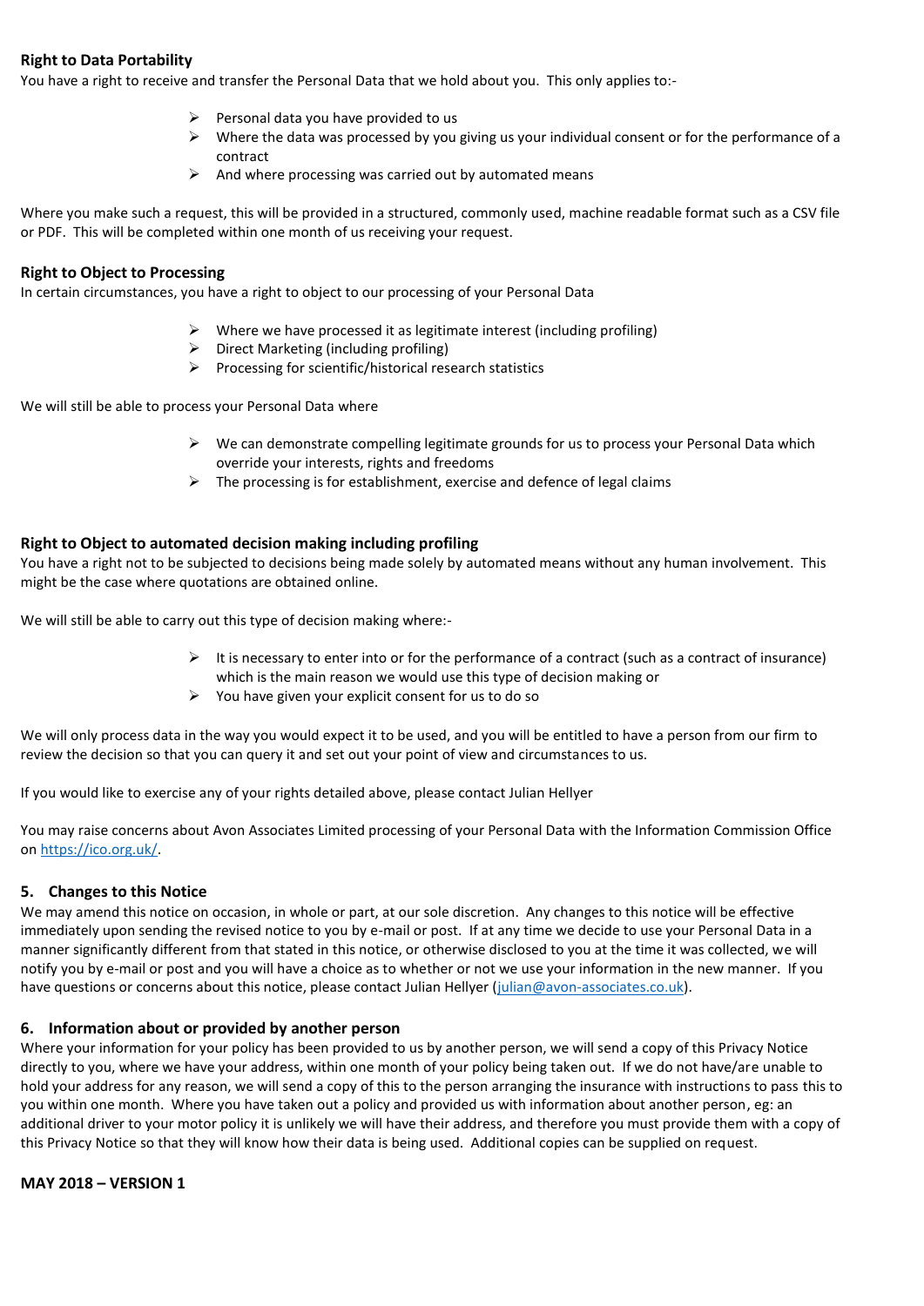**Right to Data Portability**

You have a right to receive and transfer the Personal Data that we hold about you. This only applies to:-

- Personal data you have provided to us
- Where the data was processed by you giving us your individual consent or for the performance of a contract
- And where processing was carried out by automated means

Where you make such a request, this will be provided in a structured, commonly used, machine readable format such as a CSV file or PDF. This will be completed within one month of us receiving your request.

**Right to Object to Processing**

In certain circumstances, you have a right to object to our processing of your Personal Data

- Where we have processed it as legitimate interest (including profiling)
- Direct Marketing (including profiling)
- Processing for scientific/historical research statistics

We will still be able to process your Personal Data where

- We can demonstrate compelling legitimate grounds for us to process your Personal Data which override your interests, rights and freedoms
- The processing is for establishment, exercise and defence of legal claims

**Right to Object to automated decision making including profiling**

You have a right not to be subjected to decisions being made solely by automated means without any human involvement. This might be the case where quotations are obtained online.

We will still be able to carry out this type of decision making where:-

- It is necessary to enter into or for the performance of a contract (such as a contract of insurance) which is the main reason we would use this type of decision making or
- You have given your explicit consent for us to do so

We will only process data in the way you would expect it to be used, and you will be entitled to have a person from our firm to review the decision so that you can query it and set out your point of view and circumstances to us.

If you would like to exercise any of your rights detailed above, please contact Julian Hellyer

You may raise concerns about Avon Associates Limited processing of your Personal Data with the Information Commission Office on https://ico.org.uk/.

## 5. Changes to this Notice

We may amend this notice on occasion, in whole or part, at our sole discretion. Any changes to this notice will be effective immediately upon sending the revised notice to you by e-mail or post. If at any time we decide to use your Personal Data in a manner significantly different from that stated in this notice, or otherwise disclosed to you at the time it was collected, we will notify you by e-mail or post and you will have a choice as to whether or not we use your information in the new manner. If you have questions or concerns about this notice, please contact Julian Hellyer (julian@avon-associates.co.uk).

## 6. Information about or provided by another person

Where your information for your policy has been provided to us by another person, we will send a copy of this Privacy Notice directly to you, where we have your address, within one month of your policy being taken out. If we do not have/are unable to hold your address for any reason, we will send a copy of this to the person arranging the insurance with instructions to pass this to you within one month. Where you have taken out a policy and provided us with information about another person, eg: an additional driver to your motor policy it is unlikely we will have their address, and therefore you must provide them with a copy of this Privacy Notice so that they will know how their data is being used. Additional copies can be supplied on request.

**MAY 2018 – VERSION 1**